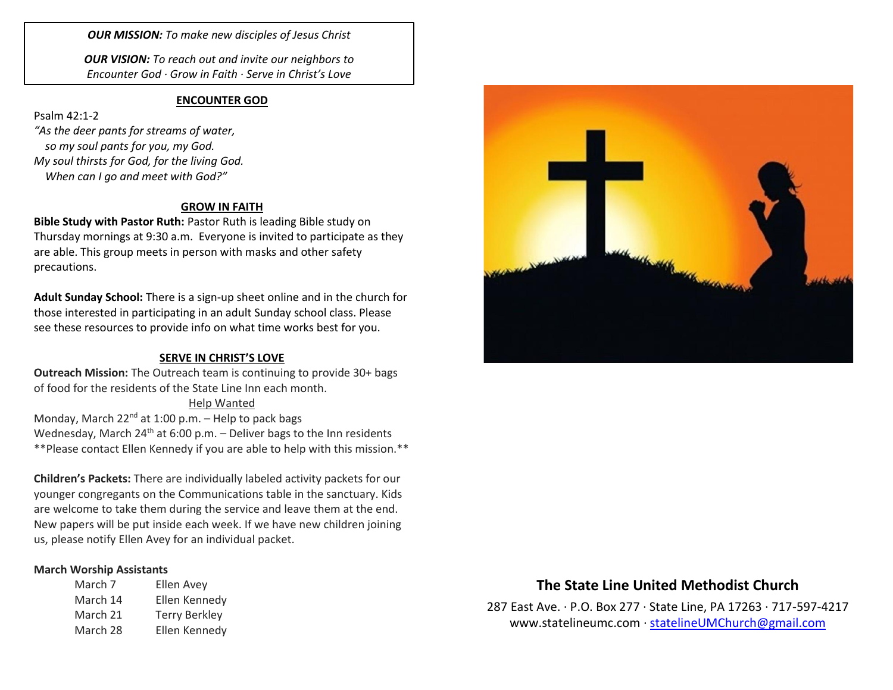***OUR MISSION:*** *To make new disciples of Jesus Christ*

***OUR VISION:*** *To reach out and invite our neighbors to Encounter God · Grow in Faith · Serve in Christ's Love*

## ENCOUNTER GOD

Psalm 42:1-2

*"As the deer pants for streams of water,*
*so my soul pants for you, my God.*
*My soul thirsts for God, for the living God.*
*When can I go and meet with God?"*

## GROW IN FAITH

**Bible Study with Pastor Ruth:** Pastor Ruth is leading Bible study on Thursday mornings at 9:30 a.m. Everyone is invited to participate as they are able. This group meets in person with masks and other safety precautions.

**Adult Sunday School:** There is a sign-up sheet online and in the church for those interested in participating in an adult Sunday school class. Please see these resources to provide info on what time works best for you.

## SERVE IN CHRIST'S LOVE

**Outreach Mission:** The Outreach team is continuing to provide 30+ bags of food for the residents of the State Line Inn each month.

Help Wanted

Monday, March 22nd at 1:00 p.m. – Help to pack bags
Wednesday, March 24th at 6:00 p.m. – Deliver bags to the Inn residents
**Please contact Ellen Kennedy if you are able to help with this mission.**

**Children's Packets:** There are individually labeled activity packets for our younger congregants on the Communications table in the sanctuary. Kids are welcome to take them during the service and leave them at the end. New papers will be put inside each week. If we have new children joining us, please notify Ellen Avey for an individual packet.

**March Worship Assistants**

| | |
|---|---|
| March 7 | Ellen Avey |
| March 14 | Ellen Kennedy |
| March 21 | Terry Berkley |
| March 28 | Ellen Kennedy |

## The State Line United Methodist Church

287 East Ave. · P.O. Box 277 · State Line, PA 17263 · 717-597-4217
www.statelineumc.com · statelineUMChurch@gmail.com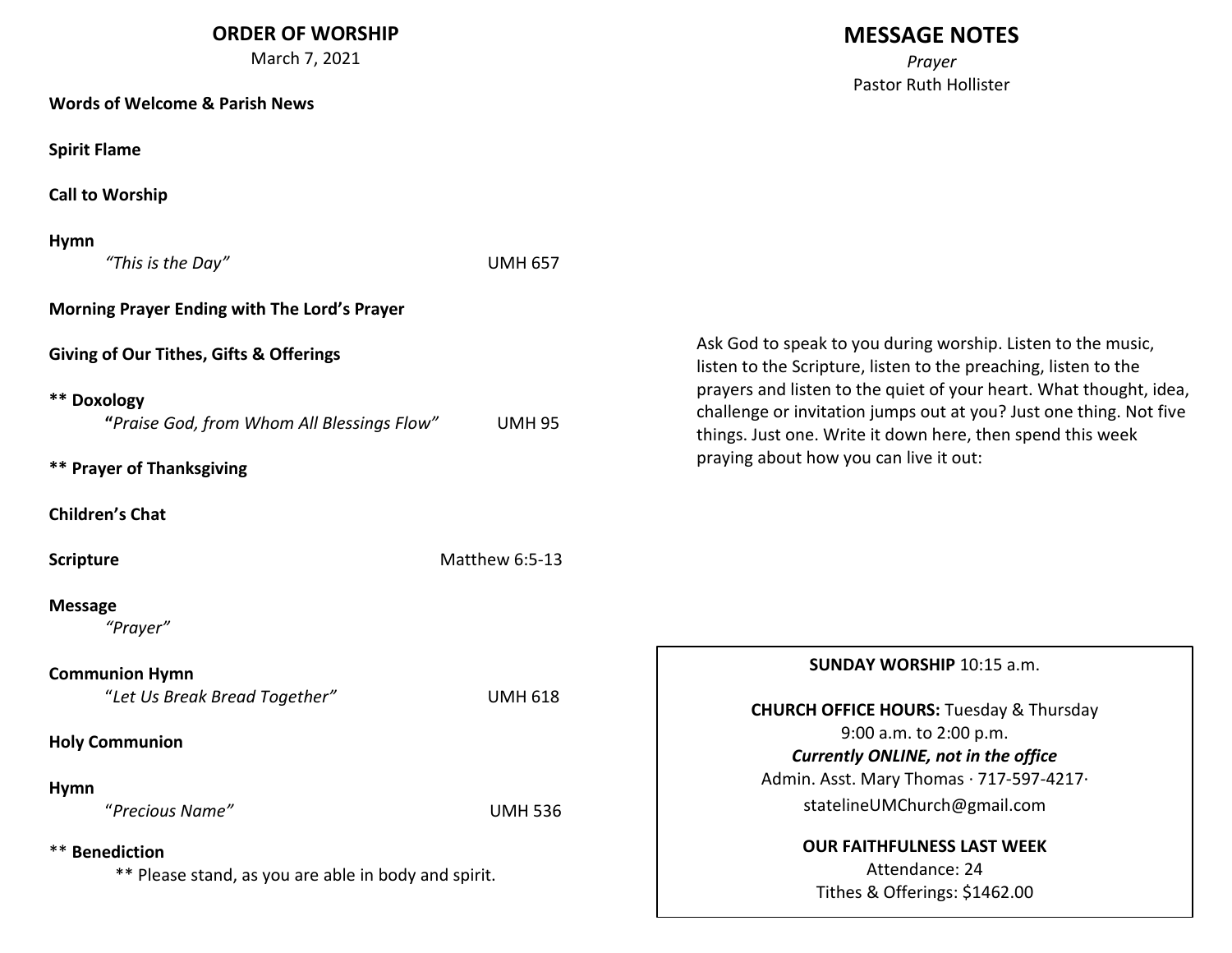## ORDER OF WORSHIP

March 7, 2021

**Words of Welcome & Parish News**

**Spirit Flame**

**Call to Worship**

**Hymn**
*"This is the Day"* UMH 657

**Morning Prayer Ending with The Lord's Prayer**

**Giving of Our Tithes, Gifts & Offerings**

**\*\* Doxology**
**"***Praise God, from Whom All Blessings Flow"* UMH 95

**\*\* Prayer of Thanksgiving**

**Children's Chat**

**Scripture** Matthew 6:5-13

**Message**
*"Prayer"*

**Communion Hymn**
"*Let Us Break Bread Together"* UMH 618

**Holy Communion**

**Hymn**
"*Precious Name"* UMH 536

** **Benediction**

** Please stand, as you are able in body and spirit.

## MESSAGE NOTES

*Prayer*
Pastor Ruth Hollister

Ask God to speak to you during worship. Listen to the music, listen to the Scripture, listen to the preaching, listen to the prayers and listen to the quiet of your heart. What thought, idea, challenge or invitation jumps out at you? Just one thing. Not five things. Just one. Write it down here, then spend this week praying about how you can live it out:

**SUNDAY WORSHIP** 10:15 a.m.

**CHURCH OFFICE HOURS:** Tuesday & Thursday
9:00 a.m. to 2:00 p.m.
***Currently ONLINE, not in the office***
Admin. Asst. Mary Thomas · 717-597-4217·
statelineUMChurch@gmail.com

**OUR FAITHFULNESS LAST WEEK**
Attendance: 24
Tithes & Offerings: $1462.00